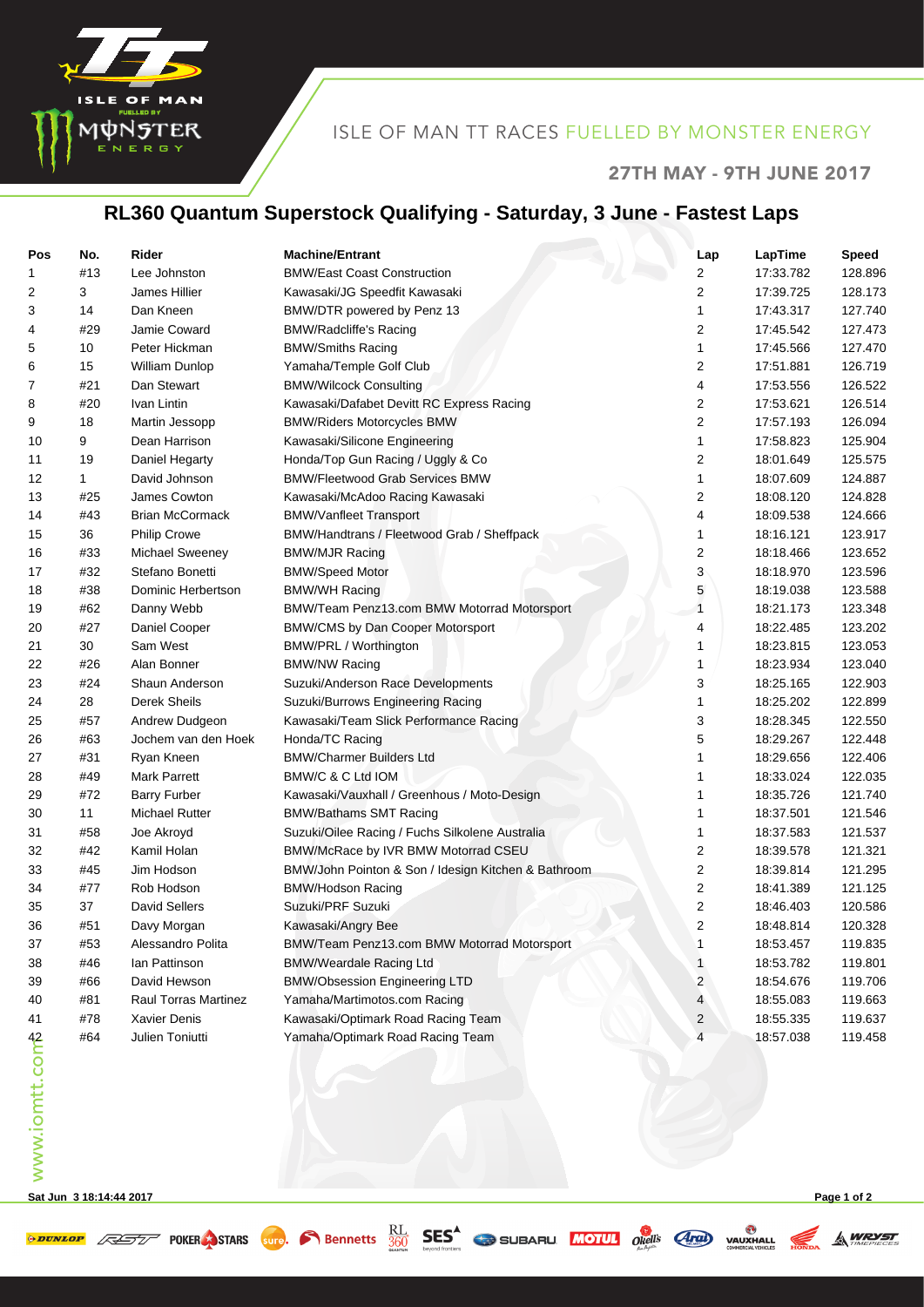ISLE OF MAN TT RACES FUELLED BY MONSTER ENERGY

27TH MAY - 9TH JUNE 2017

# RL360 Quantum Superstock Qualifying - Saturday, 3 June - Fastest Laps

| Pos | No. | Rider | Machine/Entrant | Lap | LapTime | Speed |
|---|---|---|---|---|---|---|
| 1 | #13 | Lee Johnston | BMW/East Coast Construction | 2 | 17:33.782 | 128.896 |
| 2 | 3 | James Hillier | Kawasaki/JG Speedfit Kawasaki | 2 | 17:39.725 | 128.173 |
| 3 | 14 | Dan Kneen | BMW/DTR powered by Penz 13 | 1 | 17:43.317 | 127.740 |
| 4 | #29 | Jamie Coward | BMW/Radcliffe's Racing | 2 | 17:45.542 | 127.473 |
| 5 | 10 | Peter Hickman | BMW/Smiths Racing | 1 | 17:45.566 | 127.470 |
| 6 | 15 | William Dunlop | Yamaha/Temple Golf Club | 2 | 17:51.881 | 126.719 |
| 7 | #21 | Dan Stewart | BMW/Wilcock Consulting | 4 | 17:53.556 | 126.522 |
| 8 | #20 | Ivan Lintin | Kawasaki/Dafabet Devitt RC Express Racing | 2 | 17:53.621 | 126.514 |
| 9 | 18 | Martin Jessopp | BMW/Riders Motorcycles BMW | 2 | 17:57.193 | 126.094 |
| 10 | 9 | Dean Harrison | Kawasaki/Silicone Engineering | 1 | 17:58.823 | 125.904 |
| 11 | 19 | Daniel Hegarty | Honda/Top Gun Racing / Uggly & Co | 2 | 18:01.649 | 125.575 |
| 12 | 1 | David Johnson | BMW/Fleetwood Grab Services BMW | 1 | 18:07.609 | 124.887 |
| 13 | #25 | James Cowton | Kawasaki/McAdoo Racing Kawasaki | 2 | 18:08.120 | 124.828 |
| 14 | #43 | Brian McCormack | BMW/Vanfleet Transport | 4 | 18:09.538 | 124.666 |
| 15 | 36 | Philip Crowe | BMW/Handtrans / Fleetwood Grab / Sheffpack | 1 | 18:16.121 | 123.917 |
| 16 | #33 | Michael Sweeney | BMW/MJR Racing | 2 | 18:18.466 | 123.652 |
| 17 | #32 | Stefano Bonetti | BMW/Speed Motor | 3 | 18:18.970 | 123.596 |
| 18 | #38 | Dominic Herbertson | BMW/WH Racing | 5 | 18:19.038 | 123.588 |
| 19 | #62 | Danny Webb | BMW/Team Penz13.com BMW Motorrad Motorsport | 1 | 18:21.173 | 123.348 |
| 20 | #27 | Daniel Cooper | BMW/CMS by Dan Cooper Motorsport | 4 | 18:22.485 | 123.202 |
| 21 | 30 | Sam West | BMW/PRL / Worthington | 1 | 18:23.815 | 123.053 |
| 22 | #26 | Alan Bonner | BMW/NW Racing | 1 | 18:23.934 | 123.040 |
| 23 | #24 | Shaun Anderson | Suzuki/Anderson Race Developments | 3 | 18:25.165 | 122.903 |
| 24 | 28 | Derek Sheils | Suzuki/Burrows Engineering Racing | 1 | 18:25.202 | 122.899 |
| 25 | #57 | Andrew Dudgeon | Kawasaki/Team Slick Performance Racing | 3 | 18:28.345 | 122.550 |
| 26 | #63 | Jochem van den Hoek | Honda/TC Racing | 5 | 18:29.267 | 122.448 |
| 27 | #31 | Ryan Kneen | BMW/Charmer Builders Ltd | 1 | 18:29.656 | 122.406 |
| 28 | #49 | Mark Parrett | BMW/C & C Ltd IOM | 1 | 18:33.024 | 122.035 |
| 29 | #72 | Barry Furber | Kawasaki/Vauxhall / Greenhous / Moto-Design | 1 | 18:35.726 | 121.740 |
| 30 | 11 | Michael Rutter | BMW/Bathams SMT Racing | 1 | 18:37.501 | 121.546 |
| 31 | #58 | Joe Akroyd | Suzuki/Oilee Racing / Fuchs Silkolene Australia | 1 | 18:37.583 | 121.537 |
| 32 | #42 | Kamil Holan | BMW/McRace by IVR BMW Motorrad CSEU | 2 | 18:39.578 | 121.321 |
| 33 | #45 | Jim Hodson | BMW/John Pointon & Son / Idesign Kitchen & Bathroom | 2 | 18:39.814 | 121.295 |
| 34 | #77 | Rob Hodson | BMW/Hodson Racing | 2 | 18:41.389 | 121.125 |
| 35 | 37 | David Sellers | Suzuki/PRF Suzuki | 2 | 18:46.403 | 120.586 |
| 36 | #51 | Davy Morgan | Kawasaki/Angry Bee | 2 | 18:48.814 | 120.328 |
| 37 | #53 | Alessandro Polita | BMW/Team Penz13.com BMW Motorrad Motorsport | 1 | 18:53.457 | 119.835 |
| 38 | #46 | Ian Pattinson | BMW/Weardale Racing Ltd | 1 | 18:53.782 | 119.801 |
| 39 | #66 | David Hewson | BMW/Obsession Engineering LTD | 2 | 18:54.676 | 119.706 |
| 40 | #81 | Raul Torras Martinez | Yamaha/Martimotos.com Racing | 4 | 18:55.083 | 119.663 |
| 41 | #78 | Xavier Denis | Kawasaki/Optimark Road Racing Team | 2 | 18:55.335 | 119.637 |
| 42 | #64 | Julien Toniutti | Yamaha/Optimark Road Racing Team | 4 | 18:57.038 | 119.458 |

Sat Jun 3 18:14:44 2017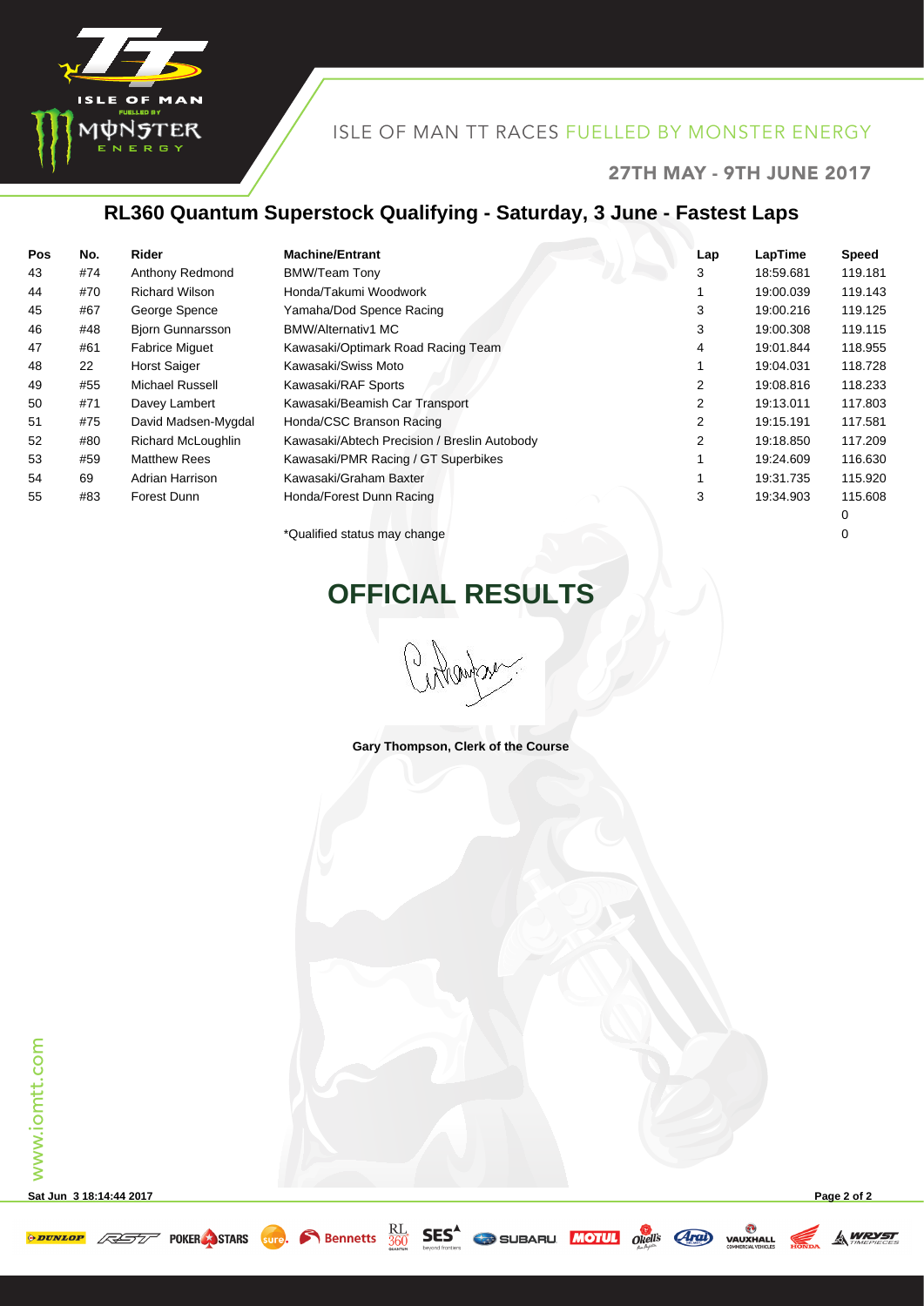## RL360 Quantum Superstock Qualifying - Saturday, 3 June - Fastest Laps

| Pos | No. | Rider | Machine/Entrant | Lap | LapTime | Speed |
|---|---|---|---|---|---|---|
| 43 | #74 | Anthony Redmond | BMW/Team Tony | 3 | 18:59.681 | 119.181 |
| 44 | #70 | Richard Wilson | Honda/Takumi Woodwork | 1 | 19:00.039 | 119.143 |
| 45 | #67 | George Spence | Yamaha/Dod Spence Racing | 3 | 19:00.216 | 119.125 |
| 46 | #48 | Bjorn Gunnarsson | BMW/Alternativ1 MC | 3 | 19:00.308 | 119.115 |
| 47 | #61 | Fabrice Miguet | Kawasaki/Optimark Road Racing Team | 4 | 19:01.844 | 118.955 |
| 48 | 22 | Horst Saiger | Kawasaki/Swiss Moto | 1 | 19:04.031 | 118.728 |
| 49 | #55 | Michael Russell | Kawasaki/RAF Sports | 2 | 19:08.816 | 118.233 |
| 50 | #71 | Davey Lambert | Kawasaki/Beamish Car Transport | 2 | 19:13.011 | 117.803 |
| 51 | #75 | David Madsen-Mygdal | Honda/CSC Branson Racing | 2 | 19:15.191 | 117.581 |
| 52 | #80 | Richard McLoughlin | Kawasaki/Abtech Precision / Breslin Autobody | 2 | 19:18.850 | 117.209 |
| 53 | #59 | Matthew Rees | Kawasaki/PMR Racing / GT Superbikes | 1 | 19:24.609 | 116.630 |
| 54 | 69 | Adrian Harrison | Kawasaki/Graham Baxter | 1 | 19:31.735 | 115.920 |
| 55 | #83 | Forest Dunn | Honda/Forest Dunn Racing | 3 | 19:34.903 | 115.608 |
| | | | | | | 0 |
| | | | *Qualified status may change | | | 0 |

# OFFICIAL RESULTS

**Gary Thompson, Clerk of the Course**

**Sat Jun 3 18:14:44 2017**